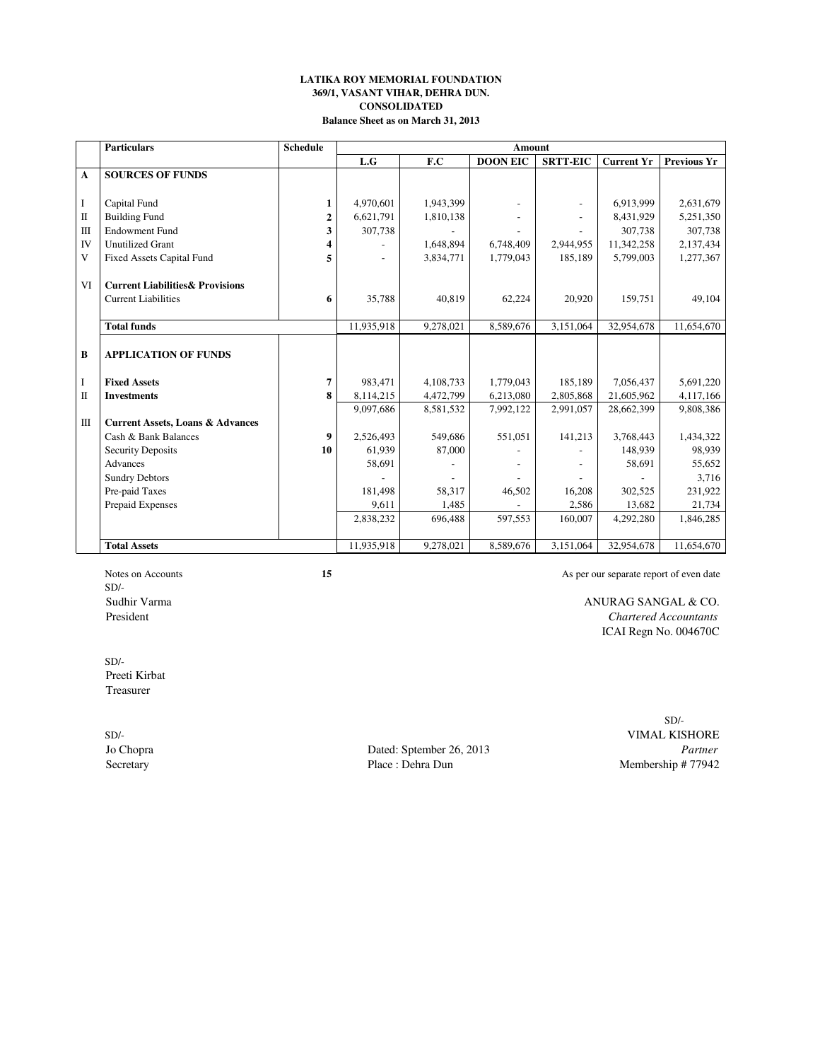**LATIKA ROY MEMORIAL FOUNDATION**
**369/1, VASANT VIHAR, DEHRA DUN.**
**CONSOLIDATED**
**Balance Sheet as on March 31, 2013**

| | Particulars | Schedule | Amount | | | | | |
|---|---|---|---|---|---|---|---|---|
| | | | L.G | F.C | DOON EIC | SRTT-EIC | Current Yr | Previous Yr |
| **A** | **SOURCES OF FUNDS** | | | | | | | |
| I | Capital Fund | 1 | 4,970,601 | 1,943,399 | - | - | 6,913,999 | 2,631,679 |
| II | Building Fund | 2 | 6,621,791 | 1,810,138 | - | - | 8,431,929 | 5,251,350 |
| III | Endowment Fund | 3 | 307,738 | - | - | - | 307,738 | 307,738 |
| IV | Unutilized Grant | 4 | - | 1,648,894 | 6,748,409 | 2,944,955 | 11,342,258 | 2,137,434 |
| V | Fixed Assets Capital Fund | 5 | - | 3,834,771 | 1,779,043 | 185,189 | 5,799,003 | 1,277,367 |
| VI | **Current Liabilities& Provisions** | | | | | | | |
| | Current Liabilities | 6 | 35,788 | 40,819 | 62,224 | 20,920 | 159,751 | 49,104 |
| | **Total funds** | | 11,935,918 | 9,278,021 | 8,589,676 | 3,151,064 | 32,954,678 | 11,654,670 |
| **B** | **APPLICATION OF FUNDS** | | | | | | | |
| I | **Fixed Assets** | 7 | 983,471 | 4,108,733 | 1,779,043 | 185,189 | 7,056,437 | 5,691,220 |
| II | **Investments** | 8 | 8,114,215 | 4,472,799 | 6,213,080 | 2,805,868 | 21,605,962 | 4,117,166 |
| | | | 9,097,686 | 8,581,532 | 7,992,122 | 2,991,057 | 28,662,399 | 9,808,386 |
| III | **Current Assets, Loans & Advances** | | | | | | | |
| | Cash & Bank Balances | 9 | 2,526,493 | 549,686 | 551,051 | 141,213 | 3,768,443 | 1,434,322 |
| | Security Deposits | 10 | 61,939 | 87,000 | - | - | 148,939 | 98,939 |
| | Advances | | 58,691 | - | - | - | 58,691 | 55,652 |
| | Sundry Debtors | | - | - | - | - | - | 3,716 |
| | Pre-paid Taxes | | 181,498 | 58,317 | 46,502 | 16,208 | 302,525 | 231,922 |
| | Prepaid Expenses | | 9,611 | 1,485 | - | 2,586 | 13,682 | 21,734 |
| | | | 2,838,232 | 696,488 | 597,553 | 160,007 | 4,292,280 | 1,846,285 |
| | **Total Assets** | | 11,935,918 | 9,278,021 | 8,589,676 | 3,151,064 | 32,954,678 | 11,654,670 |

Notes on Accounts 15

As per our separate report of even date

SD/-
Sudhir Varma
President

ANURAG SANGAL & CO.
*Chartered Accountants*
ICAI Regn No. 004670C

SD/-
Preeti Kirbat
Treasurer

SD/-
Jo Chopra
Secretary

Dated: Sptember 26, 2013
Place : Dehra Dun

SD/-
VIMAL KISHORE
*Partner*
Membership # 77942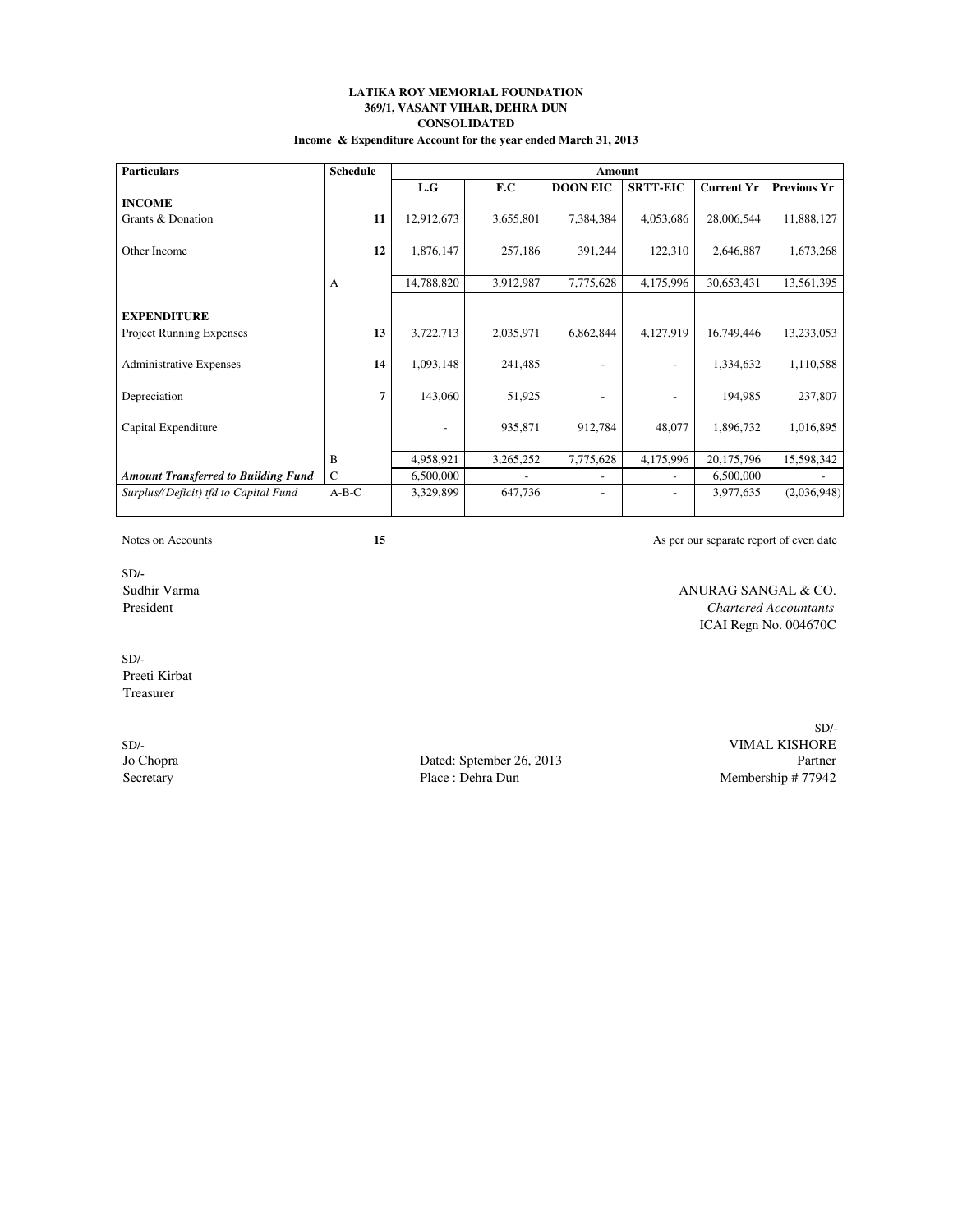**LATIKA ROY MEMORIAL FOUNDATION**
**369/1, VASANT VIHAR, DEHRA DUN**
**CONSOLIDATED**
**Income & Expenditure Account for the year ended March 31, 2013**

| Particulars | Schedule | Amount | | | | | |
|---|---|---|---|---|---|---|---|
| | | L.G | F.C | DOON EIC | SRTT-EIC | Current Yr | Previous Yr |
| **INCOME** | | | | | | | |
| Grants & Donation | 11 | 12,912,673 | 3,655,801 | 7,384,384 | 4,053,686 | 28,006,544 | 11,888,127 |
| Other Income | 12 | 1,876,147 | 257,186 | 391,244 | 122,310 | 2,646,887 | 1,673,268 |
| | A | 14,788,820 | 3,912,987 | 7,775,628 | 4,175,996 | 30,653,431 | 13,561,395 |
| **EXPENDITURE** | | | | | | | |
| Project Running Expenses | 13 | 3,722,713 | 2,035,971 | 6,862,844 | 4,127,919 | 16,749,446 | 13,233,053 |
| Administrative Expenses | 14 | 1,093,148 | 241,485 | - | - | 1,334,632 | 1,110,588 |
| Depreciation | 7 | 143,060 | 51,925 | - | - | 194,985 | 237,807 |
| Capital Expenditure | | - | 935,871 | 912,784 | 48,077 | 1,896,732 | 1,016,895 |
| | B | 4,958,921 | 3,265,252 | 7,775,628 | 4,175,996 | 20,175,796 | 15,598,342 |
| ***Amount Transferred to Building Fund*** | C | 6,500,000 | - | - | - | 6,500,000 | - |
| *Surplus/(Deficit) tfd to Capital Fund* | A-B-C | 3,329,899 | 647,736 | - | - | 3,977,635 | (2,036,948) |

Notes on Accounts **15**

As per our separate report of even date

SD/-
Sudhir Varma
President

ANURAG SANGAL & CO.
*Chartered Accountants*
ICAI Regn No. 004670C

SD/-
Preeti Kirbat
Treasurer

SD/-
Jo Chopra
Secretary

Dated: Sptember 26, 2013
Place : Dehra Dun

SD/-
VIMAL KISHORE
Partner
Membership # 77942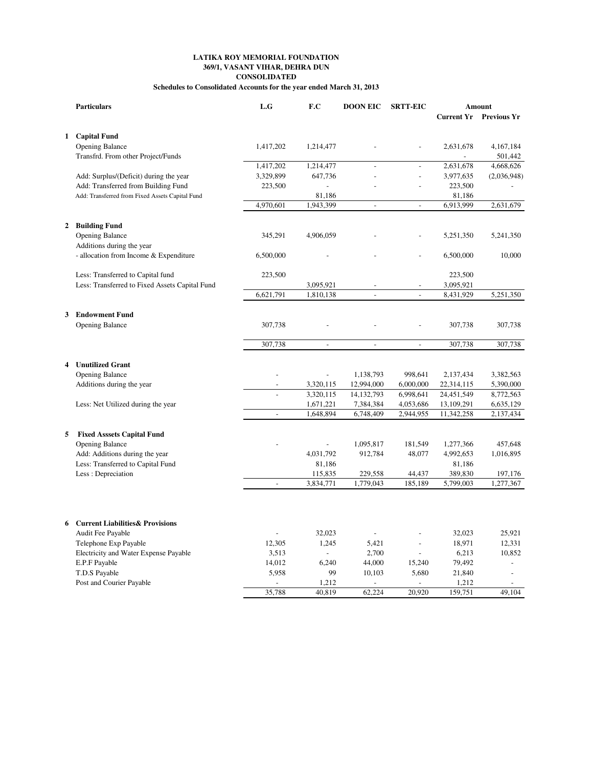**LATIKA ROY MEMORIAL FOUNDATION**
**369/1, VASANT VIHAR, DEHRA DUN**
**CONSOLIDATED**
**Schedules to Consolidated Accounts for the year ended March 31, 2013**

| | Particulars | L.G | F.C | DOON EIC | SRTT-EIC | Amount | |
|---|---|---|---|---|---|---|---|
| | | | | | | Current Yr | Previous Yr |
| **1** | **Capital Fund** | | | | | | |
| | Opening Balance | 1,417,202 | 1,214,477 | - | - | 2,631,678 | 4,167,184 |
| | Transfrd. From other Project/Funds | | | | | - | 501,442 |
| | | 1,417,202 | 1,214,477 | - | - | 2,631,678 | 4,668,626 |
| | Add: Surplus/(Deficit) during the year | 3,329,899 | 647,736 | - | - | 3,977,635 | (2,036,948) |
| | Add: Transferred from Building Fund | 223,500 | - | - | - | 223,500 | - |
| | Add: Transferred from Fixed Assets Capital Fund | | 81,186 | | | 81,186 | |
| | | 4,970,601 | 1,943,399 | - | - | 6,913,999 | 2,631,679 |
| **2** | **Building Fund** | | | | | | |
| | Opening Balance | 345,291 | 4,906,059 | - | - | 5,251,350 | 5,241,350 |
| | Additions during the year | | | | | | |
| | - allocation from Income & Expenditure | 6,500,000 | - | - | - | 6,500,000 | 10,000 |
| | Less: Transferred to Capital fund | 223,500 | | | | 223,500 | |
| | Less: Transferred to Fixed Assets Capital Fund | | 3,095,921 | - | - | 3,095,921 | |
| | | 6,621,791 | 1,810,138 | - | - | 8,431,929 | 5,251,350 |
| **3** | **Endowment Fund** | | | | | | |
| | Opening Balance | 307,738 | - | - | - | 307,738 | 307,738 |
| | | 307,738 | - | - | - | 307,738 | 307,738 |
| **4** | **Unutilized Grant** | | | | | | |
| | Opening Balance | - | - | 1,138,793 | 998,641 | 2,137,434 | 3,382,563 |
| | Additions during the year | - | 3,320,115 | 12,994,000 | 6,000,000 | 22,314,115 | 5,390,000 |
| | | - | 3,320,115 | 14,132,793 | 6,998,641 | 24,451,549 | 8,772,563 |
| | Less: Net Utilized during the year | | 1,671,221 | 7,384,384 | 4,053,686 | 13,109,291 | 6,635,129 |
| | | - | 1,648,894 | 6,748,409 | 2,944,955 | 11,342,258 | 2,137,434 |
| **5** | **Fixed Asssets Capital Fund** | | | | | | |
| | Opening Balance | - | - | 1,095,817 | 181,549 | 1,277,366 | 457,648 |
| | Add: Additions during the year | | 4,031,792 | 912,784 | 48,077 | 4,992,653 | 1,016,895 |
| | Less: Transferred to Capital Fund | | 81,186 | | | 81,186 | |
| | Less : Depreciation | | 115,835 | 229,558 | 44,437 | 389,830 | 197,176 |
| | | - | 3,834,771 | 1,779,043 | 185,189 | 5,799,003 | 1,277,367 |
| **6** | **Current Liabilities& Provisions** | | | | | | |
| | Audit Fee Payable | - | 32,023 | - | - | 32,023 | 25,921 |
| | Telephone Exp Payable | 12,305 | 1,245 | 5,421 | - | 18,971 | 12,331 |
| | Electricity and Water Expense Payable | 3,513 | - | 2,700 | - | 6,213 | 10,852 |
| | E.P.F Payable | 14,012 | 6,240 | 44,000 | 15,240 | 79,492 | - |
| | T.D.S Payable | 5,958 | 99 | 10,103 | 5,680 | 21,840 | - |
| | Post and Courier Payable | - | 1,212 | - | - | 1,212 | - |
| | | 35,788 | 40,819 | 62,224 | 20,920 | 159,751 | 49,104 |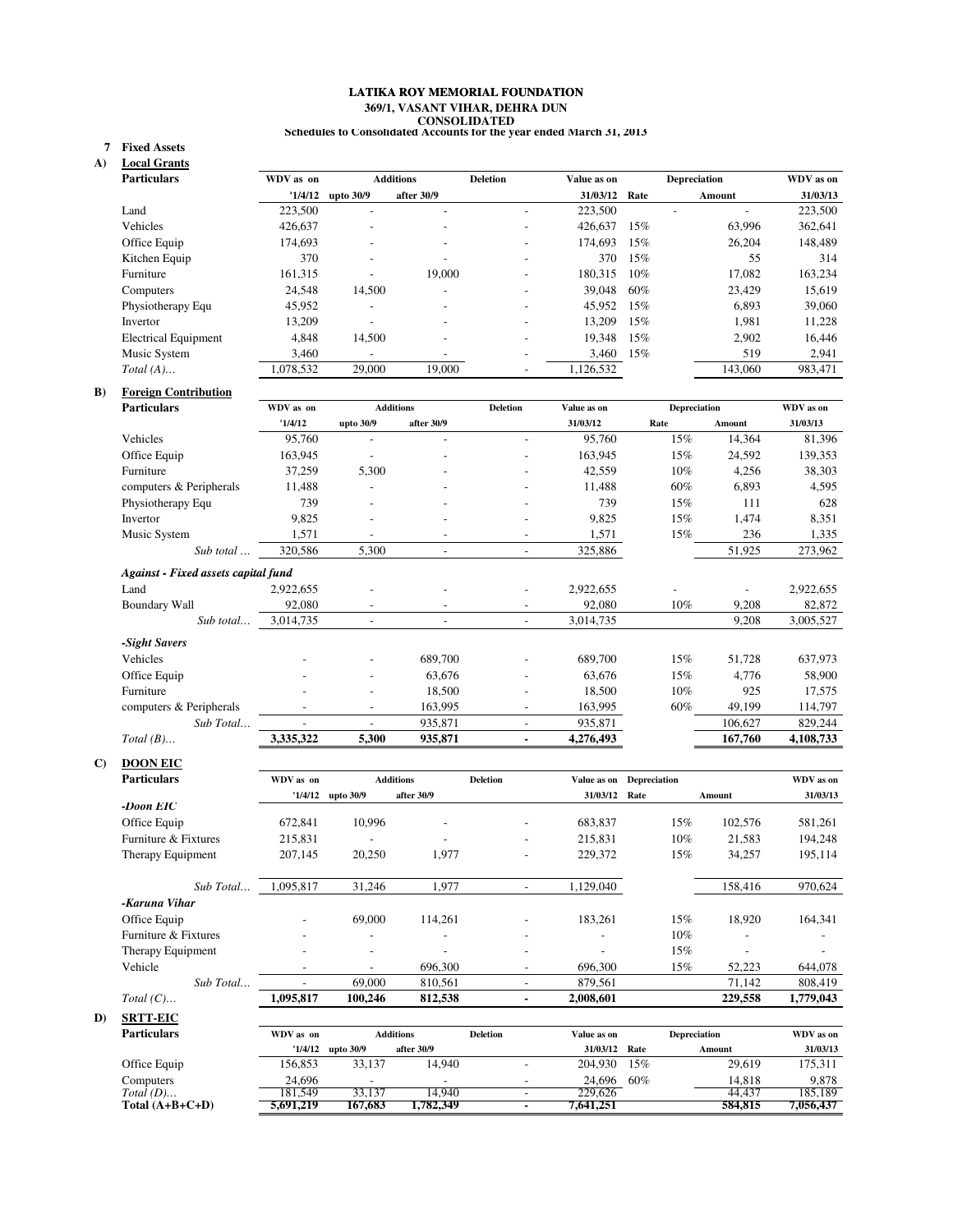**LATIKA ROY MEMORIAL FOUNDATION**
**369/1, VASANT VIHAR, DEHRA DUN**
**CONSOLIDATED**
**Schedules to Consolidated Accounts for the year ended March 31, 2013**

**7 Fixed Assets**

**A) Local Grants**

| Particulars | WDV as on | Additions | | Deletion | Value as on | Depreciation | | WDV as on |
|---|---|---|---|---|---|---|---|---|
| | '1/4/12 | upto 30/9 | after 30/9 | | 31/03/12 | Rate | Amount | 31/03/13 |
| Land | 223,500 | - | - | - | 223,500 | - | - | 223,500 |
| Vehicles | 426,637 | - | - | - | 426,637 | 15% | 63,996 | 362,641 |
| Office Equip | 174,693 | - | - | - | 174,693 | 15% | 26,204 | 148,489 |
| Kitchen Equip | 370 | - | - | - | 370 | 15% | 55 | 314 |
| Furniture | 161,315 | - | 19,000 | - | 180,315 | 10% | 17,082 | 163,234 |
| Computers | 24,548 | 14,500 | - | - | 39,048 | 60% | 23,429 | 15,619 |
| Physiotherapy Equ | 45,952 | - | - | - | 45,952 | 15% | 6,893 | 39,060 |
| Invertor | 13,209 | - | - | - | 13,209 | 15% | 1,981 | 11,228 |
| Electrical Equipment | 4,848 | 14,500 | - | - | 19,348 | 15% | 2,902 | 16,446 |
| Music System | 3,460 | - | - | - | 3,460 | 15% | 519 | 2,941 |
| *Total (A)…* | 1,078,532 | 29,000 | 19,000 | - | 1,126,532 | | 143,060 | 983,471 |

**B) Foreign Contribution**

| Particulars | WDV as on | Additions | | Deletion | Value as on | Depreciation | | WDV as on |
|---|---|---|---|---|---|---|---|---|
| | '1/4/12 | upto 30/9 | after 30/9 | | 31/03/12 | Rate | Amount | 31/03/13 |
| Vehicles | 95,760 | - | - | - | 95,760 | 15% | 14,364 | 81,396 |
| Office Equip | 163,945 | - | - | - | 163,945 | 15% | 24,592 | 139,353 |
| Furniture | 37,259 | 5,300 | - | - | 42,559 | 10% | 4,256 | 38,303 |
| computers & Peripherals | 11,488 | - | - | - | 11,488 | 60% | 6,893 | 4,595 |
| Physiotherapy Equ | 739 | - | - | - | 739 | 15% | 111 | 628 |
| Invertor | 9,825 | - | - | - | 9,825 | 15% | 1,474 | 8,351 |
| Music System | 1,571 | - | - | - | 1,571 | 15% | 236 | 1,335 |
| *Sub total …* | 320,586 | 5,300 | - | - | 325,886 | | 51,925 | 273,962 |
| ***Against - Fixed assets capital fund*** | | | | | | | | |
| Land | 2,922,655 | - | - | - | 2,922,655 | - | - | 2,922,655 |
| Boundary Wall | 92,080 | - | - | - | 92,080 | 10% | 9,208 | 82,872 |
| *Sub total…* | 3,014,735 | - | - | - | 3,014,735 | | 9,208 | 3,005,527 |
| ***-Sight Savers*** | | | | | | | | |
| Vehicles | - | - | 689,700 | - | 689,700 | 15% | 51,728 | 637,973 |
| Office Equip | - | - | 63,676 | - | 63,676 | 15% | 4,776 | 58,900 |
| Furniture | - | - | 18,500 | - | 18,500 | 10% | 925 | 17,575 |
| computers & Peripherals | - | - | 163,995 | - | 163,995 | 60% | 49,199 | 114,797 |
| *Sub Total…* | - | - | 935,871 | - | 935,871 | | 106,627 | 829,244 |
| *Total (B)…* | **3,335,322** | **5,300** | **935,871** | **-** | **4,276,493** | | **167,760** | **4,108,733** |

**C) DOON EIC**

| Particulars | WDV as on | Additions | | Deletion | Value as on | Depreciation | | WDV as on |
|---|---|---|---|---|---|---|---|---|
| | '1/4/12 | upto 30/9 | after 30/9 | | 31/03/12 | Rate | Amount | 31/03/13 |
| ***-Doon EIC*** | | | | | | | | |
| Office Equip | 672,841 | 10,996 | - | - | 683,837 | 15% | 102,576 | 581,261 |
| Furniture & Fixtures | 215,831 | - | - | - | 215,831 | 10% | 21,583 | 194,248 |
| Therapy Equipment | 207,145 | 20,250 | 1,977 | - | 229,372 | 15% | 34,257 | 195,114 |
| *Sub Total…* | 1,095,817 | 31,246 | 1,977 | - | 1,129,040 | | 158,416 | 970,624 |
| ***-Karuna Vihar*** | | | | | | | | |
| Office Equip | - | 69,000 | 114,261 | - | 183,261 | 15% | 18,920 | 164,341 |
| Furniture & Fixtures | - | - | - | - | - | 10% | - | - |
| Therapy Equipment | - | - | - | - | - | 15% | - | - |
| Vehicle | - | - | 696,300 | - | 696,300 | 15% | 52,223 | 644,078 |
| *Sub Total…* | - | 69,000 | 810,561 | - | 879,561 | | 71,142 | 808,419 |
| *Total (C)…* | **1,095,817** | **100,246** | **812,538** | **-** | **2,008,601** | | **229,558** | **1,779,043** |

**D) SRTT-EIC**

| Particulars | WDV as on | Additions | | Deletion | Value as on | Depreciation | | WDV as on |
|---|---|---|---|---|---|---|---|---|
| | '1/4/12 | upto 30/9 | after 30/9 | | 31/03/12 | Rate | Amount | 31/03/13 |
| Office Equip | 156,853 | 33,137 | 14,940 | - | 204,930 | 15% | 29,619 | 175,311 |
| Computers | 24,696 | - | - | - | 24,696 | 60% | 14,818 | 9,878 |
| *Total (D)…* | 181,549 | 33,137 | 14,940 | - | 229,626 | | 44,437 | 185,189 |
| **Total (A+B+C+D)** | **5,691,219** | **167,683** | **1,782,349** | **-** | **7,641,251** | | **584,815** | **7,056,437** |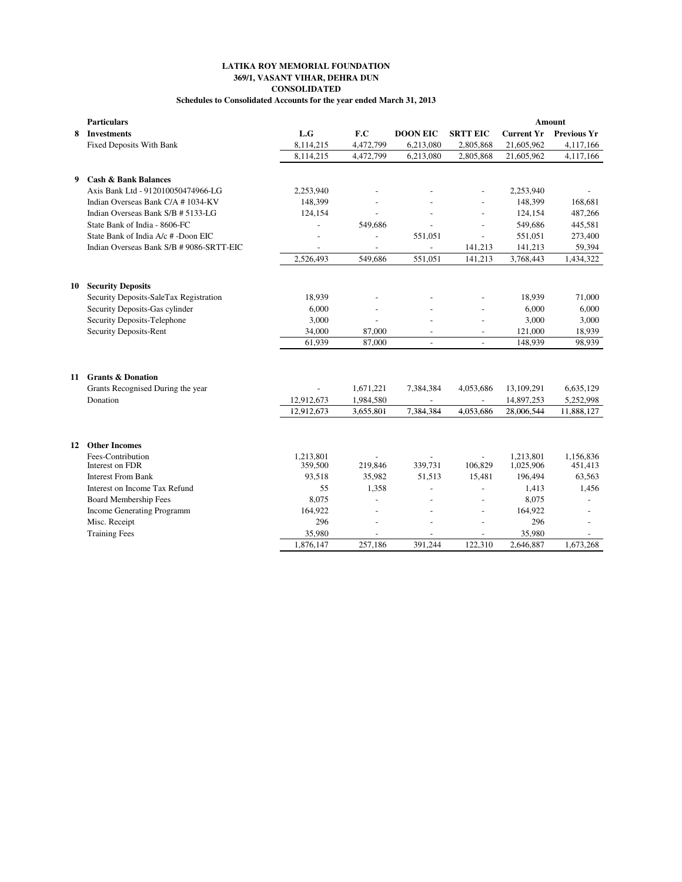**LATIKA ROY MEMORIAL FOUNDATION**
**369/1, VASANT VIHAR, DEHRA DUN**
**CONSOLIDATED**
**Schedules to Consolidated Accounts for the year ended March 31, 2013**

| | Particulars | | | | | Amount | |
|---|---|---|---|---|---|---|---|
| **8** | **Investments** | **L.G** | **F.C** | **DOON EIC** | **SRTT EIC** | **Current Yr** | **Previous Yr** |
| | Fixed Deposits With Bank | 8,114,215 | 4,472,799 | 6,213,080 | 2,805,868 | 21,605,962 | 4,117,166 |
| | | 8,114,215 | 4,472,799 | 6,213,080 | 2,805,868 | 21,605,962 | 4,117,166 |
| **9** | **Cash & Bank Balances** | | | | | | |
| | Axis Bank Ltd - 912010050474966-LG | 2,253,940 | - | - | - | 2,253,940 | - |
| | Indian Overseas Bank C/A # 1034-KV | 148,399 | - | - | - | 148,399 | 168,681 |
| | Indian Overseas Bank S/B # 5133-LG | 124,154 | - | - | - | 124,154 | 487,266 |
| | State Bank of India - 8606-FC | - | 549,686 | - | - | 549,686 | 445,581 |
| | State Bank of India A/c # -Doon EIC | - | - | 551,051 | - | 551,051 | 273,400 |
| | Indian Overseas Bank S/B # 9086-SRTT-EIC | - | - | - | 141,213 | 141,213 | 59,394 |
| | | 2,526,493 | 549,686 | 551,051 | 141,213 | 3,768,443 | 1,434,322 |
| **10** | **Security Deposits** | | | | | | |
| | Security Deposits-SaleTax Registration | 18,939 | - | - | - | 18,939 | 71,000 |
| | Security Deposits-Gas cylinder | 6,000 | - | - | - | 6,000 | 6,000 |
| | Security Deposits-Telephone | 3,000 | - | - | - | 3,000 | 3,000 |
| | Security Deposits-Rent | 34,000 | 87,000 | - | - | 121,000 | 18,939 |
| | | 61,939 | 87,000 | - | - | 148,939 | 98,939 |
| **11** | **Grants & Donation** | | | | | | |
| | Grants Recognised During the year | - | 1,671,221 | 7,384,384 | 4,053,686 | 13,109,291 | 6,635,129 |
| | Donation | 12,912,673 | 1,984,580 | - | - | 14,897,253 | 5,252,998 |
| | | 12,912,673 | 3,655,801 | 7,384,384 | 4,053,686 | 28,006,544 | 11,888,127 |
| **12** | **Other Incomes** | | | | | | |
| | Fees-Contribution | 1,213,801 | - | - | - | 1,213,801 | 1,156,836 |
| | Interest on FDR | 359,500 | 219,846 | 339,731 | 106,829 | 1,025,906 | 451,413 |
| | Interest From Bank | 93,518 | 35,982 | 51,513 | 15,481 | 196,494 | 63,563 |
| | Interest on Income Tax Refund | 55 | 1,358 | - | - | 1,413 | 1,456 |
| | Board Membership Fees | 8,075 | - | - | - | 8,075 | - |
| | Income Generating Programm | 164,922 | - | - | - | 164,922 | - |
| | Misc. Receipt | 296 | - | - | - | 296 | - |
| | Training Fees | 35,980 | - | - | - | 35,980 | - |
| | | 1,876,147 | 257,186 | 391,244 | 122,310 | 2,646,887 | 1,673,268 |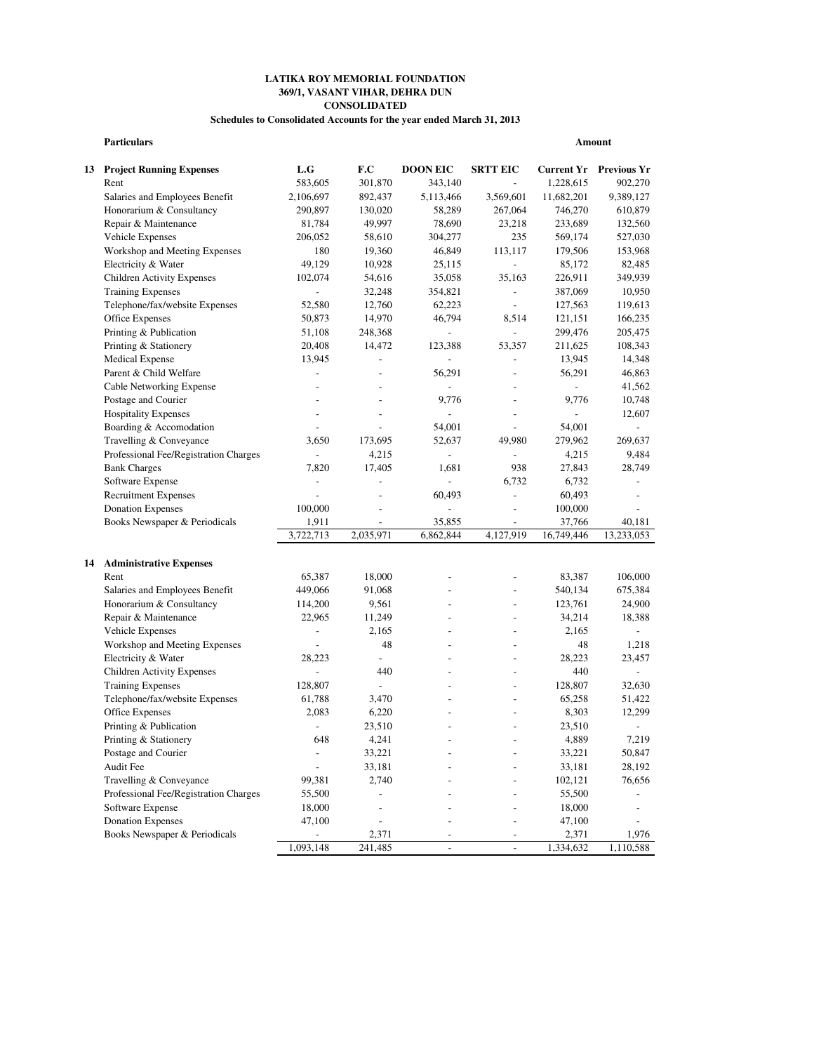**LATIKA ROY MEMORIAL FOUNDATION**
**369/1, VASANT VIHAR, DEHRA DUN**
**CONSOLIDATED**
**Schedules to Consolidated Accounts for the year ended March 31, 2013**

| | **Particulars** | | | | | **Amount** | |
|---|---|---|---|---|---|---|---|
| **13** | **Project Running Expenses** | **L.G** | **F.C** | **DOON EIC** | **SRTT EIC** | **Current Yr** | **Previous Yr** |
| | Rent | 583,605 | 301,870 | 343,140 | - | 1,228,615 | 902,270 |
| | Salaries and Employees Benefit | 2,106,697 | 892,437 | 5,113,466 | 3,569,601 | 11,682,201 | 9,389,127 |
| | Honorarium & Consultancy | 290,897 | 130,020 | 58,289 | 267,064 | 746,270 | 610,879 |
| | Repair & Maintenance | 81,784 | 49,997 | 78,690 | 23,218 | 233,689 | 132,560 |
| | Vehicle Expenses | 206,052 | 58,610 | 304,277 | 235 | 569,174 | 527,030 |
| | Workshop and Meeting Expenses | 180 | 19,360 | 46,849 | 113,117 | 179,506 | 153,968 |
| | Electricity & Water | 49,129 | 10,928 | 25,115 | - | 85,172 | 82,485 |
| | Children Activity Expenses | 102,074 | 54,616 | 35,058 | 35,163 | 226,911 | 349,939 |
| | Training Expenses | - | 32,248 | 354,821 | - | 387,069 | 10,950 |
| | Telephone/fax/website Expenses | 52,580 | 12,760 | 62,223 | - | 127,563 | 119,613 |
| | Office Expenses | 50,873 | 14,970 | 46,794 | 8,514 | 121,151 | 166,235 |
| | Printing & Publication | 51,108 | 248,368 | - | - | 299,476 | 205,475 |
| | Printing & Stationery | 20,408 | 14,472 | 123,388 | 53,357 | 211,625 | 108,343 |
| | Medical Expense | 13,945 | - | - | - | 13,945 | 14,348 |
| | Parent & Child Welfare | - | - | 56,291 | - | 56,291 | 46,863 |
| | Cable Networking Expense | - | - | - | - | - | 41,562 |
| | Postage and Courier | - | - | 9,776 | - | 9,776 | 10,748 |
| | Hospitality Expenses | - | - | - | - | - | 12,607 |
| | Boarding & Accomodation | - | - | 54,001 | - | 54,001 | - |
| | Travelling & Conveyance | 3,650 | 173,695 | 52,637 | 49,980 | 279,962 | 269,637 |
| | Professional Fee/Registration Charges | - | 4,215 | - | - | 4,215 | 9,484 |
| | Bank Charges | 7,820 | 17,405 | 1,681 | 938 | 27,843 | 28,749 |
| | Software Expense | - | - | - | 6,732 | 6,732 | - |
| | Recruitment Expenses | - | - | 60,493 | - | 60,493 | - |
| | Donation Expenses | 100,000 | - | - | - | 100,000 | - |
| | Books Newspaper & Periodicals | 1,911 | - | 35,855 | - | 37,766 | 40,181 |
| | | 3,722,713 | 2,035,971 | 6,862,844 | 4,127,919 | 16,749,446 | 13,233,053 |
| **14** | **Administrative Expenses** | | | | | | |
| | Rent | 65,387 | 18,000 | - | - | 83,387 | 106,000 |
| | Salaries and Employees Benefit | 449,066 | 91,068 | - | - | 540,134 | 675,384 |
| | Honorarium & Consultancy | 114,200 | 9,561 | - | - | 123,761 | 24,900 |
| | Repair & Maintenance | 22,965 | 11,249 | - | - | 34,214 | 18,388 |
| | Vehicle Expenses | - | 2,165 | - | - | 2,165 | - |
| | Workshop and Meeting Expenses | - | 48 | - | - | 48 | 1,218 |
| | Electricity & Water | 28,223 | - | - | - | 28,223 | 23,457 |
| | Children Activity Expenses | - | 440 | - | - | 440 | - |
| | Training Expenses | 128,807 | - | - | - | 128,807 | 32,630 |
| | Telephone/fax/website Expenses | 61,788 | 3,470 | - | - | 65,258 | 51,422 |
| | Office Expenses | 2,083 | 6,220 | - | - | 8,303 | 12,299 |
| | Printing & Publication | - | 23,510 | - | - | 23,510 | - |
| | Printing & Stationery | 648 | 4,241 | - | - | 4,889 | 7,219 |
| | Postage and Courier | - | 33,221 | - | - | 33,221 | 50,847 |
| | Audit Fee | - | 33,181 | - | - | 33,181 | 28,192 |
| | Travelling & Conveyance | 99,381 | 2,740 | - | - | 102,121 | 76,656 |
| | Professional Fee/Registration Charges | 55,500 | - | - | - | 55,500 | - |
| | Software Expense | 18,000 | - | - | - | 18,000 | - |
| | Donation Expenses | 47,100 | - | - | - | 47,100 | - |
| | Books Newspaper & Periodicals | - | 2,371 | - | - | 2,371 | 1,976 |
| | | 1,093,148 | 241,485 | - | - | 1,334,632 | 1,110,588 |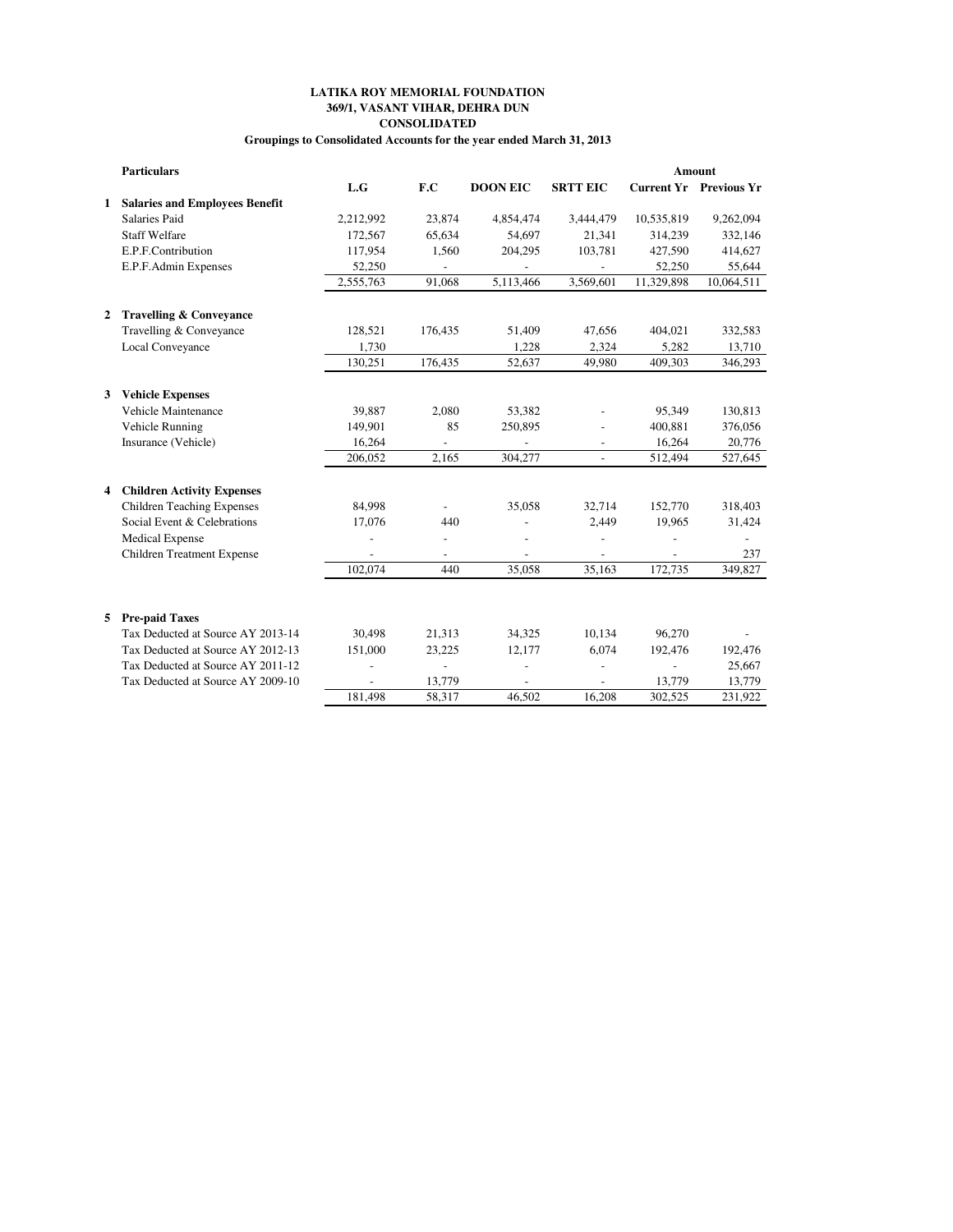**LATIKA ROY MEMORIAL FOUNDATION**
**369/1, VASANT VIHAR, DEHRA DUN**
**CONSOLIDATED**
**Groupings to Consolidated Accounts for the year ended March 31, 2013**

| | Particulars | L.G | F.C | DOON EIC | SRTT EIC | Amount Current Yr | Amount Previous Yr |
|---|---|---|---|---|---|---|---|
| 1 | **Salaries and Employees Benefit** | | | | | | |
| | Salaries Paid | 2,212,992 | 23,874 | 4,854,474 | 3,444,479 | 10,535,819 | 9,262,094 |
| | Staff Welfare | 172,567 | 65,634 | 54,697 | 21,341 | 314,239 | 332,146 |
| | E.P.F.Contribution | 117,954 | 1,560 | 204,295 | 103,781 | 427,590 | 414,627 |
| | E.P.F.Admin Expenses | 52,250 | - | - | - | 52,250 | 55,644 |
| | | 2,555,763 | 91,068 | 5,113,466 | 3,569,601 | 11,329,898 | 10,064,511 |
| 2 | **Travelling & Conveyance** | | | | | | |
| | Travelling & Conveyance | 128,521 | 176,435 | 51,409 | 47,656 | 404,021 | 332,583 |
| | Local Conveyance | 1,730 | | 1,228 | 2,324 | 5,282 | 13,710 |
| | | 130,251 | 176,435 | 52,637 | 49,980 | 409,303 | 346,293 |
| 3 | **Vehicle Expenses** | | | | | | |
| | Vehicle Maintenance | 39,887 | 2,080 | 53,382 | - | 95,349 | 130,813 |
| | Vehicle Running | 149,901 | 85 | 250,895 | - | 400,881 | 376,056 |
| | Insurance (Vehicle) | 16,264 | - | - | - | 16,264 | 20,776 |
| | | 206,052 | 2,165 | 304,277 | - | 512,494 | 527,645 |
| 4 | **Children Activity Expenses** | | | | | | |
| | Children Teaching Expenses | 84,998 | - | 35,058 | 32,714 | 152,770 | 318,403 |
| | Social Event & Celebrations | 17,076 | 440 | - | 2,449 | 19,965 | 31,424 |
| | Medical Expense | - | - | - | - | - | - |
| | Children Treatment Expense | - | - | - | - | - | 237 |
| | | 102,074 | 440 | 35,058 | 35,163 | 172,735 | 349,827 |
| 5 | **Pre-paid Taxes** | | | | | | |
| | Tax Deducted at Source AY 2013-14 | 30,498 | 21,313 | 34,325 | 10,134 | 96,270 | - |
| | Tax Deducted at Source AY 2012-13 | 151,000 | 23,225 | 12,177 | 6,074 | 192,476 | 192,476 |
| | Tax Deducted at Source AY 2011-12 | - | - | - | - | - | 25,667 |
| | Tax Deducted at Source AY 2009-10 | - | 13,779 | - | - | 13,779 | 13,779 |
| | | 181,498 | 58,317 | 46,502 | 16,208 | 302,525 | 231,922 |